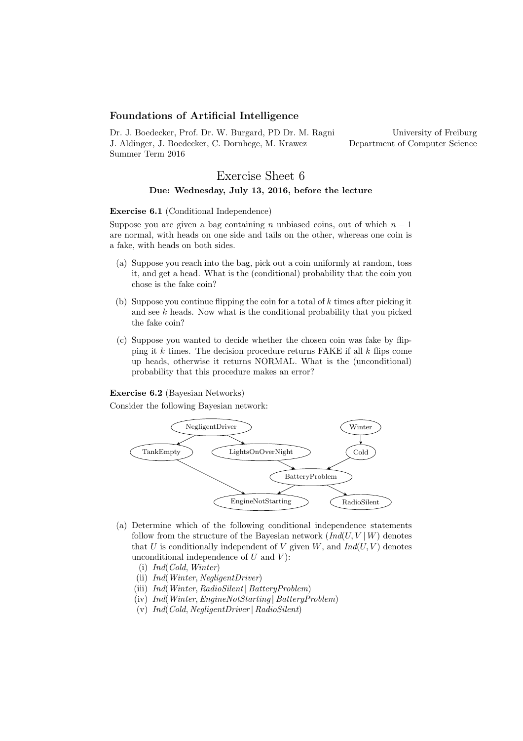## Foundations of Artificial Intelligence

Dr. J. Boedecker, Prof. Dr. W. Burgard, PD Dr. M. Ragni
J. Aldinger, J. Boedecker, C. Dornhege, M. Krawez
Summer Term 2016

University of Freiburg
Department of Computer Science

# Exercise Sheet 6

**Due: Wednesday, July 13, 2016, before the lecture**

**Exercise 6.1** (Conditional Independence)

Suppose you are given a bag containing $n$ unbiased coins, out of which $n-1$ are normal, with heads on one side and tails on the other, whereas one coin is a fake, with heads on both sides.

(a) Suppose you reach into the bag, pick out a coin uniformly at random, toss it, and get a head. What is the (conditional) probability that the coin you chose is the fake coin?

(b) Suppose you continue flipping the coin for a total of $k$ times after picking it and see $k$ heads. Now what is the conditional probability that you picked the fake coin?

(c) Suppose you wanted to decide whether the chosen coin was fake by flipping it $k$ times. The decision procedure returns FAKE if all $k$ flips come up heads, otherwise it returns NORMAL. What is the (unconditional) probability that this procedure makes an error?

**Exercise 6.2** (Bayesian Networks)

Consider the following Bayesian network:

(a) Determine which of the following conditional independence statements follow from the structure of the Bayesian network ($Ind(U, V \mid W)$ denotes that $U$ is conditionally independent of $V$ given $W$, and $Ind(U, V)$ denotes unconditional independence of $U$ and $V$):

  (i) $Ind(Cold, Winter)$
  (ii) $Ind(Winter, NegligentDriver)$
  (iii) $Ind(Winter, RadioSilent \mid BatteryProblem)$
  (iv) $Ind(Winter, EngineNotStarting \mid BatteryProblem)$
  (v) $Ind(Cold, NegligentDriver \mid RadioSilent)$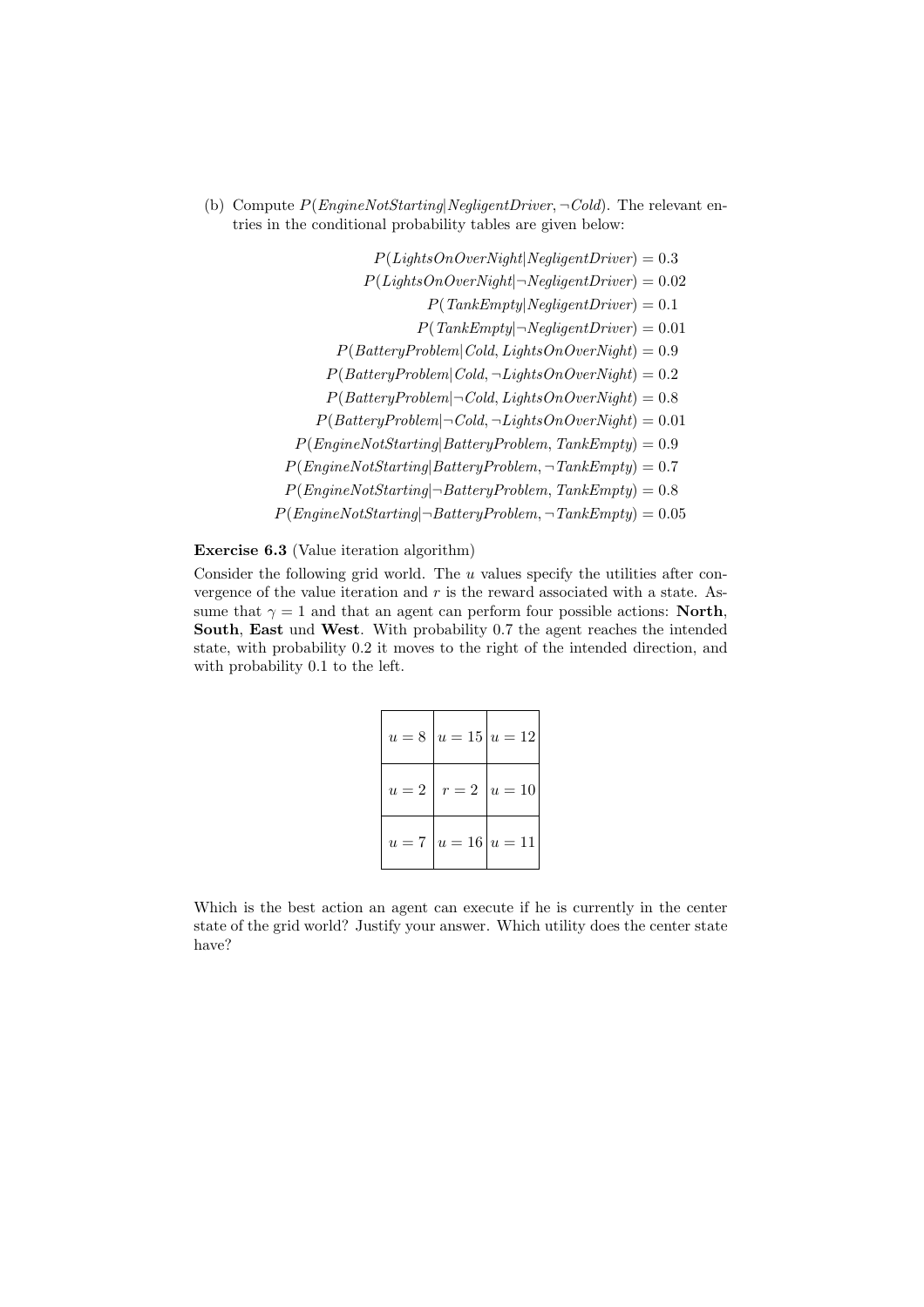(b) Compute $P(EngineNotStarting|NegligentDriver, \neg Cold)$. The relevant entries in the conditional probability tables are given below:

$$
\begin{aligned}
P(LightsOnOverNight|NegligentDriver) &= 0.3 \\
P(LightsOnOverNight|\neg NegligentDriver) &= 0.02 \\
P(TankEmpty|NegligentDriver) &= 0.1 \\
P(TankEmpty|\neg NegligentDriver) &= 0.01 \\
P(BatteryProblem|Cold, LightsOnOverNight) &= 0.9 \\
P(BatteryProblem|Cold, \neg LightsOnOverNight) &= 0.2 \\
P(BatteryProblem|\neg Cold, LightsOnOverNight) &= 0.8 \\
P(BatteryProblem|\neg Cold, \neg LightsOnOverNight) &= 0.01 \\
P(EngineNotStarting|BatteryProblem, TankEmpty) &= 0.9 \\
P(EngineNotStarting|BatteryProblem, \neg TankEmpty) &= 0.7 \\
P(EngineNotStarting|\neg BatteryProblem, TankEmpty) &= 0.8 \\
P(EngineNotStarting|\neg BatteryProblem, \neg TankEmpty) &= 0.05
\end{aligned}
$$

**Exercise 6.3** (Value iteration algorithm)

Consider the following grid world. The $u$ values specify the utilities after convergence of the value iteration and $r$ is the reward associated with a state. Assume that $\gamma = 1$ and that an agent can perform four possible actions: **North**, **South**, **East** und **West**. With probability 0.7 the agent reaches the intended state, with probability 0.2 it moves to the right of the intended direction, and with probability 0.1 to the left.

| | | |
|---|---|---|
| $u = 8$ | $u = 15$ | $u = 12$ |
| $u = 2$ | $r = 2$ | $u = 10$ |
| $u = 7$ | $u = 16$ | $u = 11$ |

Which is the best action an agent can execute if he is currently in the center state of the grid world? Justify your answer. Which utility does the center state have?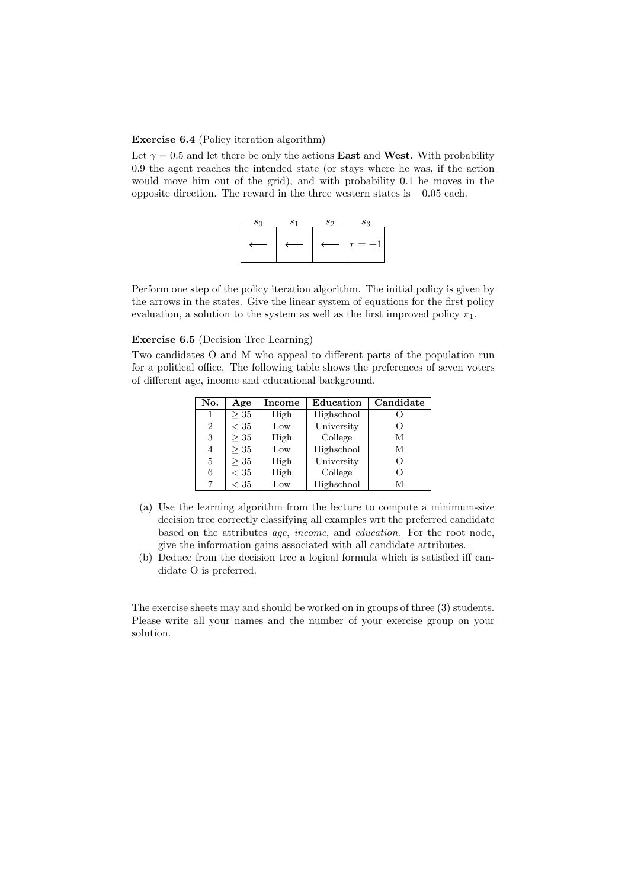**Exercise 6.4** (Policy iteration algorithm)

Let $\gamma = 0.5$ and let there be only the actions **East** and **West**. With probability 0.9 the agent reaches the intended state (or stays where he was, if the action would move him out of the grid), and with probability 0.1 he moves in the opposite direction. The reward in the three western states is $-0.05$ each.

| $s_0$ | $s_1$ | $s_2$ | $s_3$ |
|---|---|---|---|
| $\longleftarrow$ | $\longleftarrow$ | $\longleftarrow$ | $r = +1$ |

Perform one step of the policy iteration algorithm. The initial policy is given by the arrows in the states. Give the linear system of equations for the first policy evaluation, a solution to the system as well as the first improved policy $\pi_1$.

**Exercise 6.5** (Decision Tree Learning)

Two candidates O and M who appeal to different parts of the population run for a political office. The following table shows the preferences of seven voters of different age, income and educational background.

| No. | Age | Income | Education | Candidate |
|---|---|---|---|---|
| 1 | $\geq 35$ | High | Highschool | O |
| 2 | $< 35$ | Low | University | O |
| 3 | $\geq 35$ | High | College | M |
| 4 | $\geq 35$ | Low | Highschool | M |
| 5 | $\geq 35$ | High | University | O |
| 6 | $< 35$ | High | College | O |
| 7 | $< 35$ | Low | Highschool | M |

(a) Use the learning algorithm from the lecture to compute a minimum-size decision tree correctly classifying all examples wrt the preferred candidate based on the attributes *age*, *income*, and *education*. For the root node, give the information gains associated with all candidate attributes.

(b) Deduce from the decision tree a logical formula which is satisfied iff candidate O is preferred.

The exercise sheets may and should be worked on in groups of three (3) students. Please write all your names and the number of your exercise group on your solution.